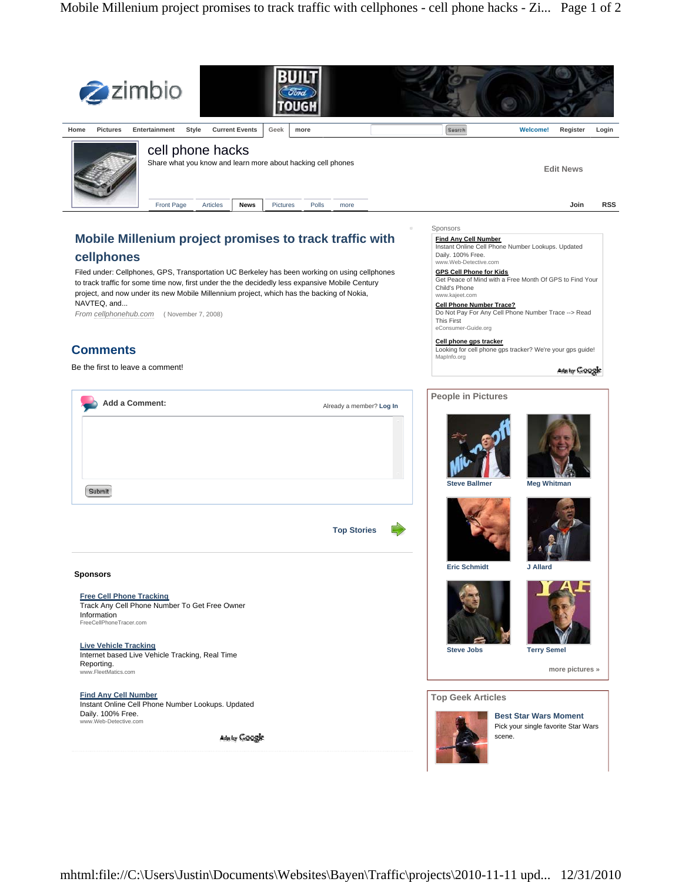zimbio

Home | Pictures | Entertainment | Style | Current Events | Geek | more

Welcome! | Register | Login

# cell phone hacks

Share what you know and learn more about hacking cell phones

Edit News

Front Page | Articles | News | Pictures | Polls | more

Join | RSS

## Mobile Millenium project promises to track traffic with cellphones

Filed under: Cellphones, GPS, Transportation UC Berkeley has been working on using cellphones to track traffic for some time now, first under the the decidedly less expansive Mobile Century project, and now under its new Mobile Millennium project, which has the backing of Nokia, NAVTEQ, and...

*From cellphonehub.com* (November 7, 2008)

## Comments

Be the first to leave a comment!

**Add a Comment:**

Already a member? **Log In**

Submit

**Top Stories**

### Sponsors

**Free Cell Phone Tracking**
Track Any Cell Phone Number To Get Free Owner Information
FreeCellPhoneTracer.com

**Live Vehicle Tracking**
Internet based Live Vehicle Tracking, Real Time Reporting.
www.FleetMatics.com

**Find Any Cell Number**
Instant Online Cell Phone Number Lookups. Updated Daily. 100% Free.
www.Web-Detective.com

Ads by Google

Sponsors

**Find Any Cell Number**
Instant Online Cell Phone Number Lookups. Updated Daily. 100% Free.
www.Web-Detective.com

**GPS Cell Phone for Kids**
Get Peace of Mind with a Free Month Of GPS to Find Your Child's Phone
www.kajeet.com

**Cell Phone Number Trace?**
Do Not Pay For Any Cell Phone Number Trace --> Read This First
eConsumer-Guide.org

**Cell phone gps tracker**
Looking for cell phone gps tracker? We're your gps guide!
MapInfo.org

Ads by Google

### People in Pictures

Steve Ballmer

Meg Whitman

Eric Schmidt

J Allard

Steve Jobs

Terry Semel

more pictures »

### Top Geek Articles

**Best Star Wars Moment**
Pick your single favorite Star Wars scene.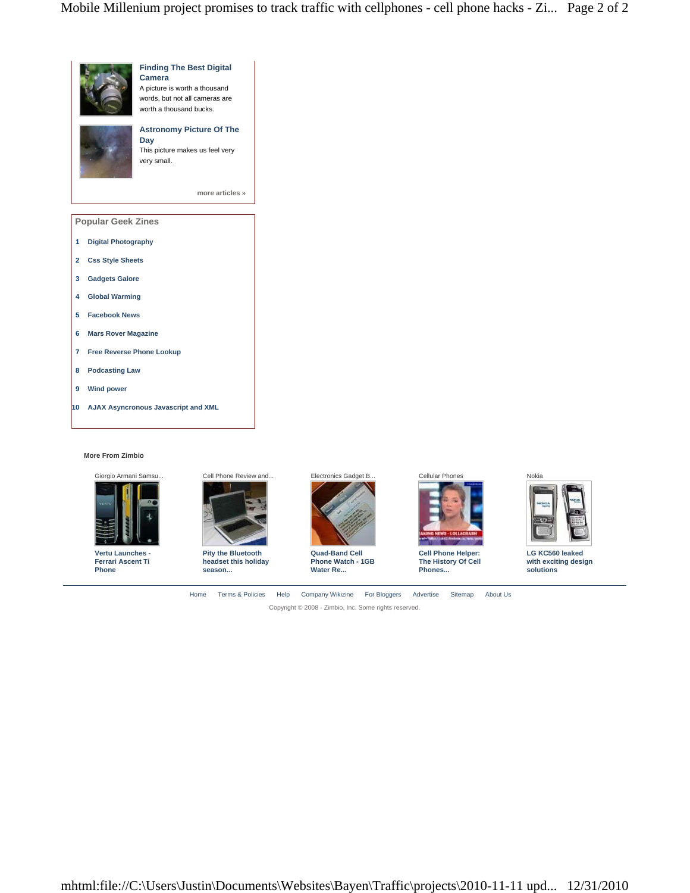**Finding The Best Digital Camera**

A picture is worth a thousand words, but not all cameras are worth a thousand bucks.

**Astronomy Picture Of The Day**

This picture makes us feel very very small.

more articles »

### Popular Geek Zines

1. Digital Photography
2. Css Style Sheets
3. Gadgets Galore
4. Global Warming
5. Facebook News
6. Mars Rover Magazine
7. Free Reverse Phone Lookup
8. Podcasting Law
9. Wind power
10. AJAX Asyncronous Javascript and XML

**More From Zimbio**

Giorgio Armani Samsu...
**Vertu Launches - Ferrari Ascent Ti Phone**

Cell Phone Review and...
**Pity the Bluetooth headset this holiday season...**

Electronics Gadget B...
**Quad-Band Cell Phone Watch - 1GB Water Re...**

Cellular Phones
**Cell Phone Helper: The History Of Cell Phones...**

Nokia
**LG KC560 leaked with exciting design solutions**

Home | Terms & Policies | Help | Company Wikizine | For Bloggers | Advertise | Sitemap | About Us

Copyright © 2008 - Zimbio, Inc. Some rights reserved.